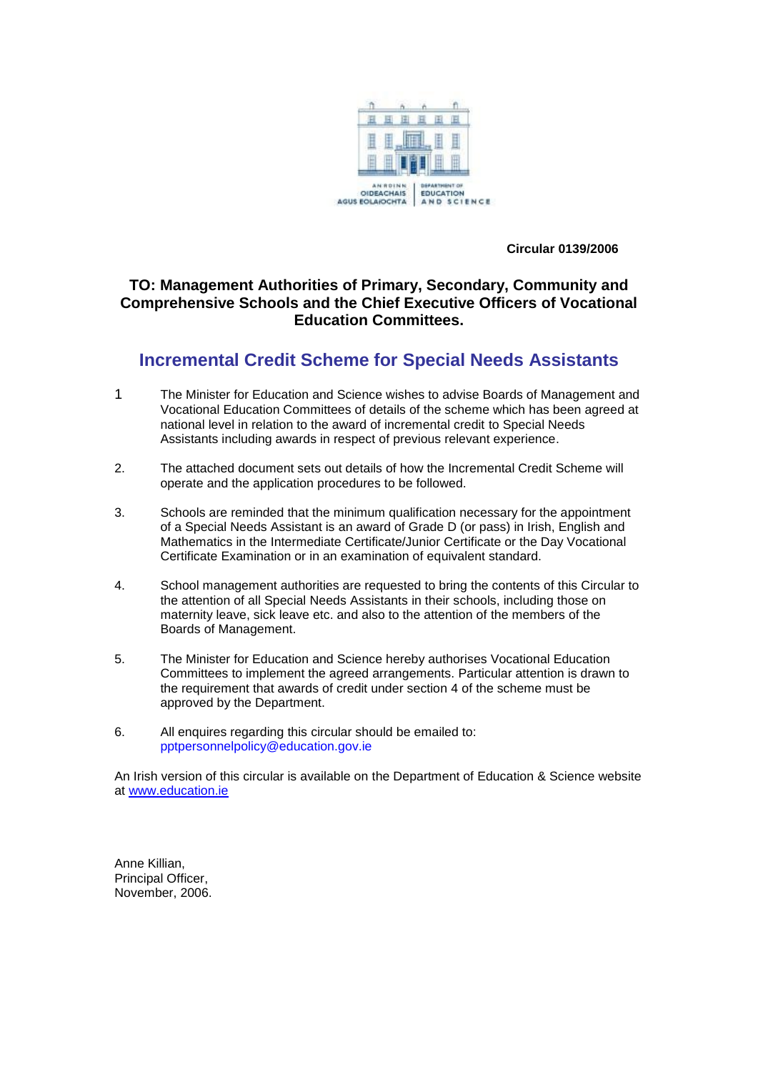AN ROINN OIDEACHAIS AGUS EOLAÍOCHTA | DEPARTMENT OF EDUCATION AND SCIENCE

**Circular 0139/2006**

**TO: Management Authorities of Primary, Secondary, Community and Comprehensive Schools and the Chief Executive Officers of Vocational Education Committees.**

## Incremental Credit Scheme for Special Needs Assistants

1. The Minister for Education and Science wishes to advise Boards of Management and Vocational Education Committees of details of the scheme which has been agreed at national level in relation to the award of incremental credit to Special Needs Assistants including awards in respect of previous relevant experience.

2. The attached document sets out details of how the Incremental Credit Scheme will operate and the application procedures to be followed.

3. Schools are reminded that the minimum qualification necessary for the appointment of a Special Needs Assistant is an award of Grade D (or pass) in Irish, English and Mathematics in the Intermediate Certificate/Junior Certificate or the Day Vocational Certificate Examination or in an examination of equivalent standard.

4. School management authorities are requested to bring the contents of this Circular to the attention of all Special Needs Assistants in their schools, including those on maternity leave, sick leave etc. and also to the attention of the members of the Boards of Management.

5. The Minister for Education and Science hereby authorises Vocational Education Committees to implement the agreed arrangements. Particular attention is drawn to the requirement that awards of credit under section 4 of the scheme must be approved by the Department.

6. All enquires regarding this circular should be emailed to: pptpersonnelpolicy@education.gov.ie

An Irish version of this circular is available on the Department of Education & Science website at www.education.ie

Anne Killian,
Principal Officer,
November, 2006.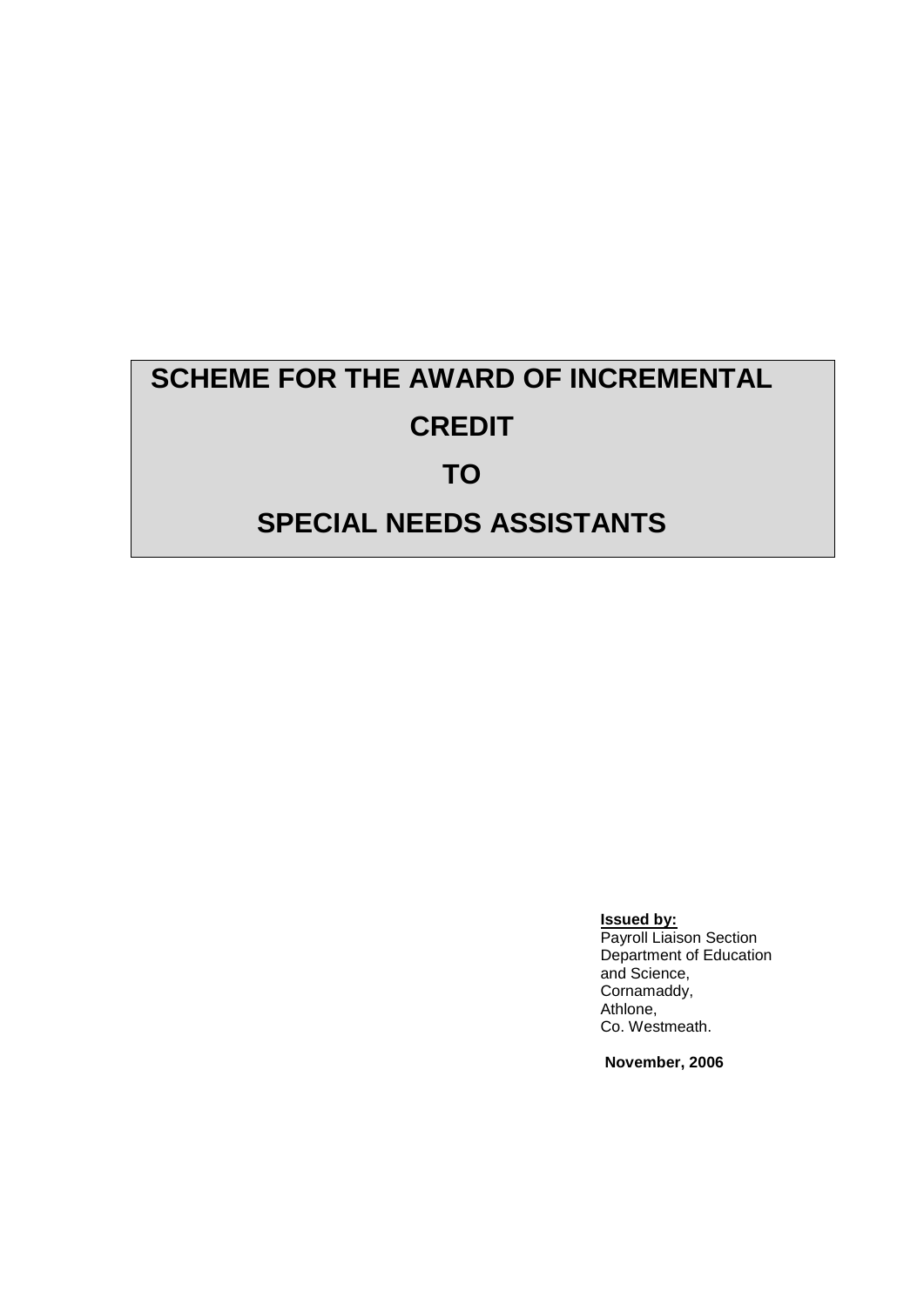# SCHEME FOR THE AWARD OF INCREMENTAL CREDIT TO SPECIAL NEEDS ASSISTANTS

**Issued by:**
Payroll Liaison Section
Department of Education and Science,
Cornamaddy,
Athlone,
Co. Westmeath.

**November, 2006**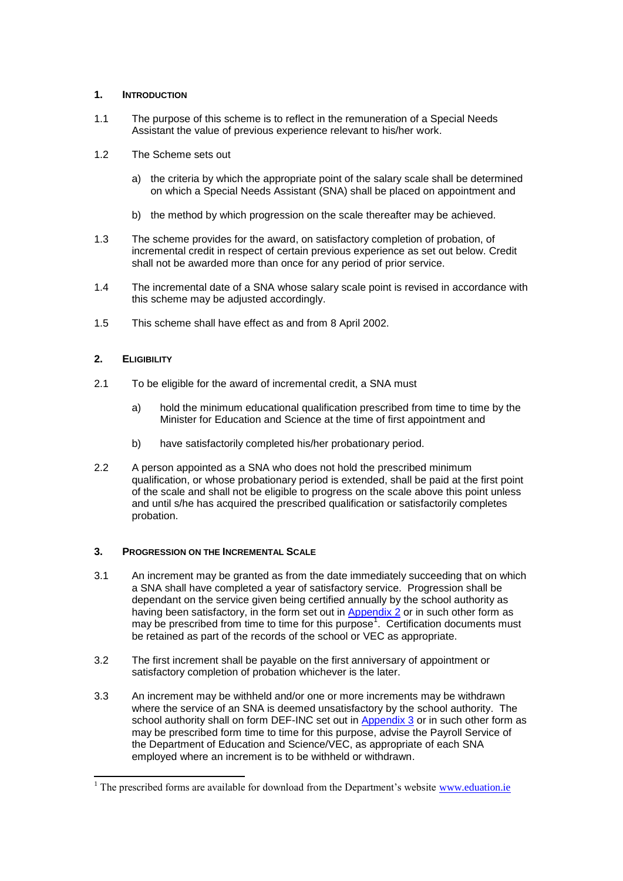## 1. INTRODUCTION

1.1 The purpose of this scheme is to reflect in the remuneration of a Special Needs Assistant the value of previous experience relevant to his/her work.

1.2 The Scheme sets out

a) the criteria by which the appropriate point of the salary scale shall be determined on which a Special Needs Assistant (SNA) shall be placed on appointment and

b) the method by which progression on the scale thereafter may be achieved.

1.3 The scheme provides for the award, on satisfactory completion of probation, of incremental credit in respect of certain previous experience as set out below. Credit shall not be awarded more than once for any period of prior service.

1.4 The incremental date of a SNA whose salary scale point is revised in accordance with this scheme may be adjusted accordingly.

1.5 This scheme shall have effect as and from 8 April 2002.

## 2. ELIGIBILITY

2.1 To be eligible for the award of incremental credit, a SNA must

a) hold the minimum educational qualification prescribed from time to time by the Minister for Education and Science at the time of first appointment and

b) have satisfactorily completed his/her probationary period.

2.2 A person appointed as a SNA who does not hold the prescribed minimum qualification, or whose probationary period is extended, shall be paid at the first point of the scale and shall not be eligible to progress on the scale above this point unless and until s/he has acquired the prescribed qualification or satisfactorily completes probation.

## 3. PROGRESSION ON THE INCREMENTAL SCALE

3.1 An increment may be granted as from the date immediately succeeding that on which a SNA shall have completed a year of satisfactory service. Progression shall be dependant on the service given being certified annually by the school authority as having been satisfactory, in the form set out in Appendix 2 or in such other form as may be prescribed from time to time for this purpose[1]. Certification documents must be retained as part of the records of the school or VEC as appropriate.

3.2 The first increment shall be payable on the first anniversary of appointment or satisfactory completion of probation whichever is the later.

3.3 An increment may be withheld and/or one or more increments may be withdrawn where the service of an SNA is deemed unsatisfactory by the school authority. The school authority shall on form DEF-INC set out in Appendix 3 or in such other form as may be prescribed form time to time for this purpose, advise the Payroll Service of the Department of Education and Science/VEC, as appropriate of each SNA employed where an increment is to be withheld or withdrawn.

[1] The prescribed forms are available for download from the Department's website www.eduation.ie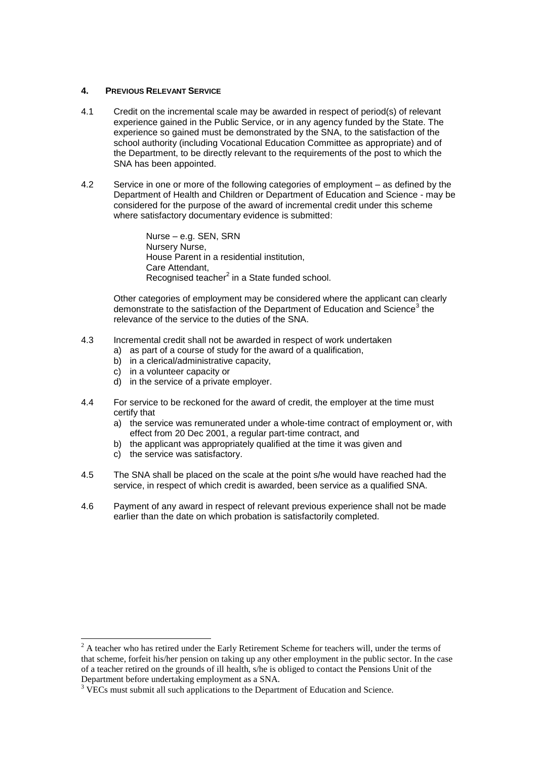## 4. PREVIOUS RELEVANT SERVICE

4.1 Credit on the incremental scale may be awarded in respect of period(s) of relevant experience gained in the Public Service, or in any agency funded by the State. The experience so gained must be demonstrated by the SNA, to the satisfaction of the school authority (including Vocational Education Committee as appropriate) and of the Department, to be directly relevant to the requirements of the post to which the SNA has been appointed.

4.2 Service in one or more of the following categories of employment – as defined by the Department of Health and Children or Department of Education and Science - may be considered for the purpose of the award of incremental credit under this scheme where satisfactory documentary evidence is submitted:

Nurse – e.g. SEN, SRN
Nursery Nurse,
House Parent in a residential institution,
Care Attendant,
Recognised teacher[2] in a State funded school.

Other categories of employment may be considered where the applicant can clearly demonstrate to the satisfaction of the Department of Education and Science[3] the relevance of the service to the duties of the SNA.

4.3 Incremental credit shall not be awarded in respect of work undertaken
- a) as part of a course of study for the award of a qualification,
- b) in a clerical/administrative capacity,
- c) in a volunteer capacity or
- d) in the service of a private employer.

4.4 For service to be reckoned for the award of credit, the employer at the time must certify that
- a) the service was remunerated under a whole-time contract of employment or, with effect from 20 Dec 2001, a regular part-time contract, and
- b) the applicant was appropriately qualified at the time it was given and
- c) the service was satisfactory.

4.5 The SNA shall be placed on the scale at the point s/he would have reached had the service, in respect of which credit is awarded, been service as a qualified SNA.

4.6 Payment of any award in respect of relevant previous experience shall not be made earlier than the date on which probation is satisfactorily completed.

---

[2] A teacher who has retired under the Early Retirement Scheme for teachers will, under the terms of that scheme, forfeit his/her pension on taking up any other employment in the public sector. In the case of a teacher retired on the grounds of ill health, s/he is obliged to contact the Pensions Unit of the Department before undertaking employment as a SNA.

[3] VECs must submit all such applications to the Department of Education and Science.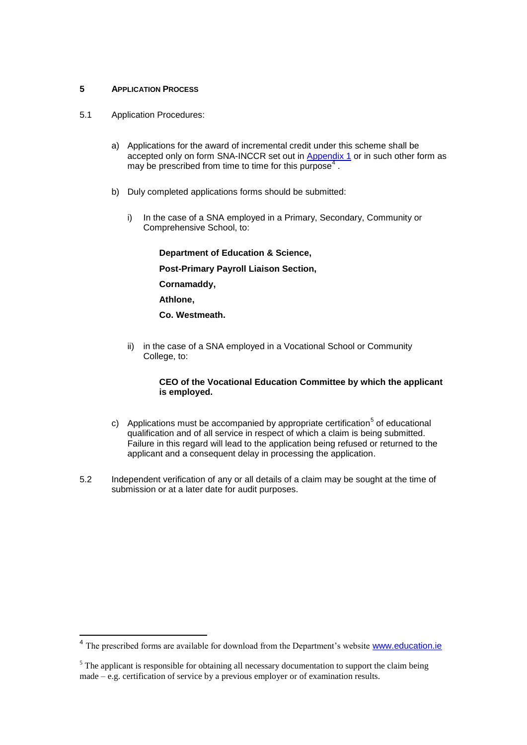## 5 APPLICATION PROCESS

5.1 Application Procedures:

a) Applications for the award of incremental credit under this scheme shall be accepted only on form SNA-INCCR set out in Appendix 1 or in such other form as may be prescribed from time to time for this purpose[4].

b) Duly completed applications forms should be submitted:

   i) In the case of a SNA employed in a Primary, Secondary, Community or Comprehensive School, to:

      **Department of Education & Science,**

      **Post-Primary Payroll Liaison Section,**

      **Cornamaddy,**

      **Athlone,**

      **Co. Westmeath.**

   ii) in the case of a SNA employed in a Vocational School or Community College, to:

      **CEO of the Vocational Education Committee by which the applicant is employed.**

c) Applications must be accompanied by appropriate certification[5] of educational qualification and of all service in respect of which a claim is being submitted. Failure in this regard will lead to the application being refused or returned to the applicant and a consequent delay in processing the application.

5.2 Independent verification of any or all details of a claim may be sought at the time of submission or at a later date for audit purposes.

---

[4] The prescribed forms are available for download from the Department's website www.education.ie

[5] The applicant is responsible for obtaining all necessary documentation to support the claim being made – e.g. certification of service by a previous employer or of examination results.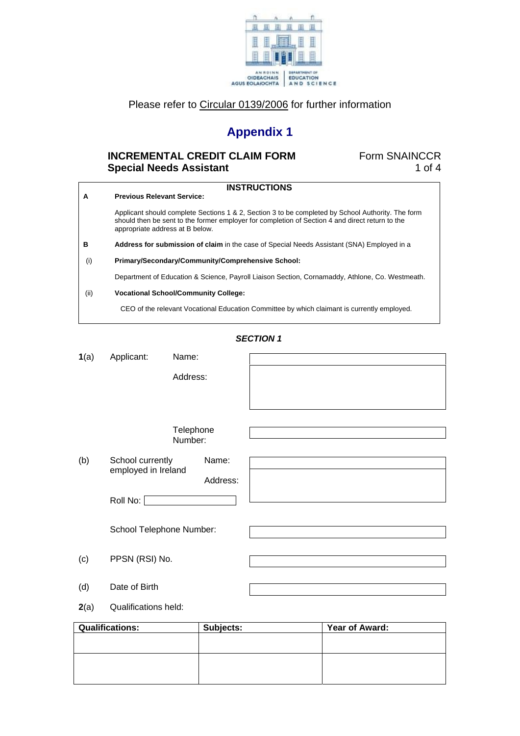AN ROINN OIDEACHAIS AGUS EOLAÍOCHTA | DEPARTMENT OF EDUCATION AND SCIENCE

Please refer to Circular 0139/2006 for further information

# Appendix 1

**INCREMENTAL CREDIT CLAIM FORM** Form SNAINCCR
**Special Needs Assistant**

## INSTRUCTIONS

**A** **Previous Relevant Service:**

Applicant should complete Sections 1 & 2, Section 3 to be completed by School Authority. The form should then be sent to the former employer for completion of Section 4 and direct return to the appropriate address at B below.

**B** **Address for submission of claim** in the case of Special Needs Assistant (SNA) Employed in a

(i) **Primary/Secondary/Community/Comprehensive School:**

Department of Education & Science, Payroll Liaison Section, Cornamaddy, Athlone, Co. Westmeath.

(ii) **Vocational School/Community College:**

CEO of the relevant Vocational Education Committee by which claimant is currently employed.

### *SECTION 1*

**1**(a) Applicant:

Name: ____________________

Address: ____________________

Telephone Number: ____________________

(b) School currently employed in Ireland

Name: ____________________

Address: ____________________

Roll No: ____________________

School Telephone Number: ____________________

(c) PPSN (RSI) No. ____________________

(d) Date of Birth ____________________

**2**(a) Qualifications held:

| Qualifications: | Subjects: | Year of Award: |
|---|---|---|
| | | |
| | | |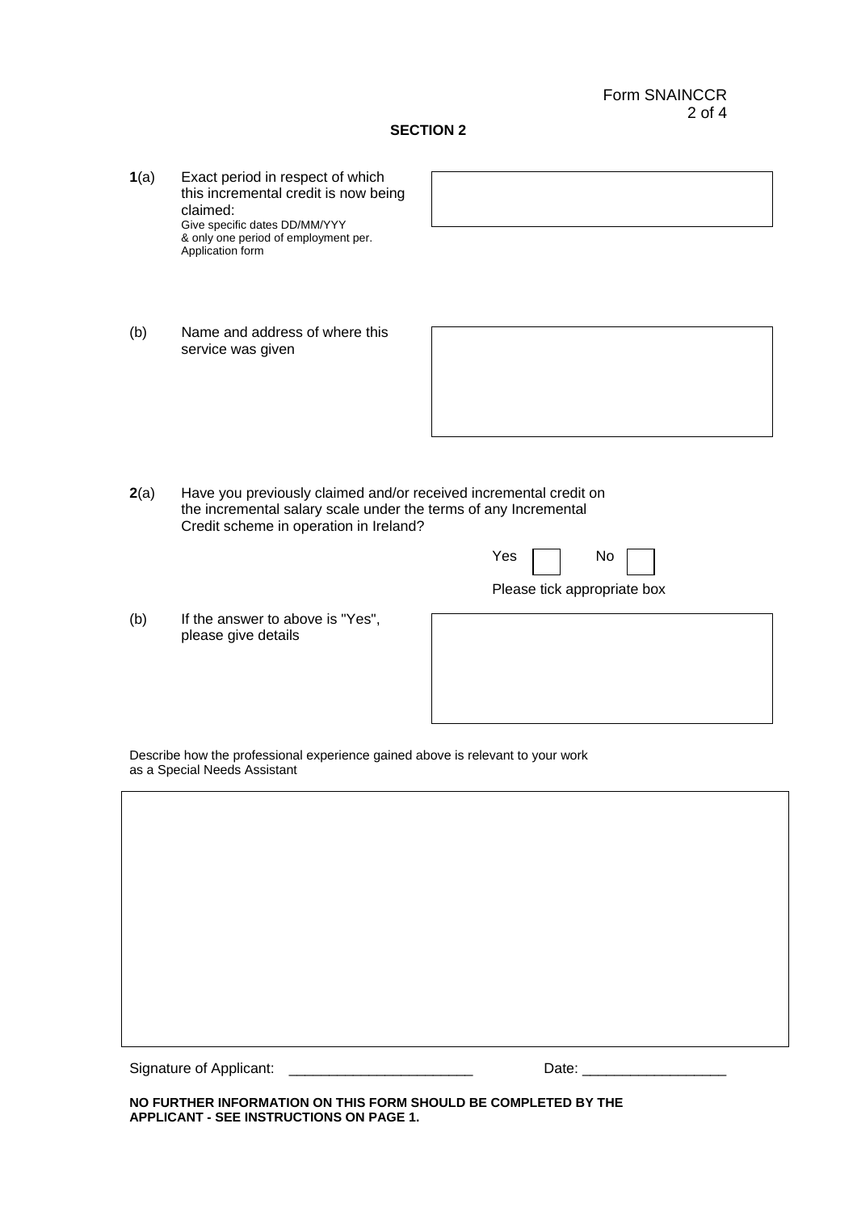Form SNAINCCR

## SECTION 2

**1**(a) Exact period in respect of which this incremental credit is now being claimed:
Give specific dates DD/MM/YYY
& only one period of employment per.
Application form

(b) Name and address of where this service was given

**2**(a) Have you previously claimed and/or received incremental credit on the incremental salary scale under the terms of any Incremental Credit scheme in operation in Ireland?

Yes ☐ No ☐

Please tick appropriate box

(b) If the answer to above is "Yes", please give details

Describe how the professional experience gained above is relevant to your work as a Special Needs Assistant

Signature of Applicant: _______________________ Date: __________________

**NO FURTHER INFORMATION ON THIS FORM SHOULD BE COMPLETED BY THE APPLICANT - SEE INSTRUCTIONS ON PAGE 1.**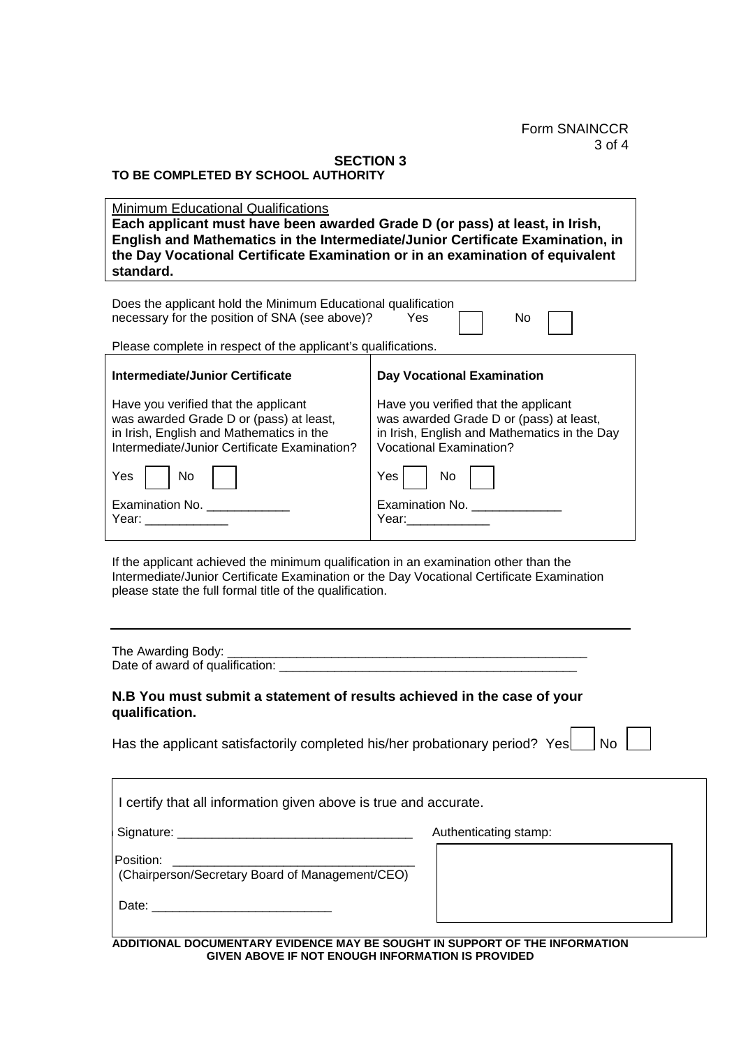Form SNAINCCR

## SECTION 3

**TO BE COMPLETED BY SCHOOL AUTHORITY**

Minimum Educational Qualifications

**Each applicant must have been awarded Grade D (or pass) at least, in Irish, English and Mathematics in the Intermediate/Junior Certificate Examination, in the Day Vocational Certificate Examination or in an examination of equivalent standard.**

Does the applicant hold the Minimum Educational qualification necessary for the position of SNA (see above)? Yes ☐ No ☐

Please complete in respect of the applicant's qualifications.

| **Intermediate/Junior Certificate** | **Day Vocational Examination** |
|---|---|
| Have you verified that the applicant was awarded Grade D or (pass) at least, in Irish, English and Mathematics in the Intermediate/Junior Certificate Examination? | Have you verified that the applicant was awarded Grade D or (pass) at least, in Irish, English and Mathematics in the Day Vocational Examination? |
| Yes ☐ No ☐ | Yes ☐ No ☐ |
| Examination No. ____________<br>Year: ____________ | Examination No. _____________<br>Year:____________ |

If the applicant achieved the minimum qualification in an examination other than the Intermediate/Junior Certificate Examination or the Day Vocational Certificate Examination please state the full formal title of the qualification.

_______________________________________________________________

The Awarding Body: _______________________________________________________

Date of award of qualification: ____________________________________________

**N.B You must submit a statement of results achieved in the case of your qualification.**

Has the applicant satisfactorily completed his/her probationary period? Yes ☐ No ☐

I certify that all information given above is true and accurate.

Signature: __________________________________

Position: ___________________________________
(Chairperson/Secretary Board of Management/CEO)

Date: __________________________

Authenticating stamp:

**ADDITIONAL DOCUMENTARY EVIDENCE MAY BE SOUGHT IN SUPPORT OF THE INFORMATION GIVEN ABOVE IF NOT ENOUGH INFORMATION IS PROVIDED**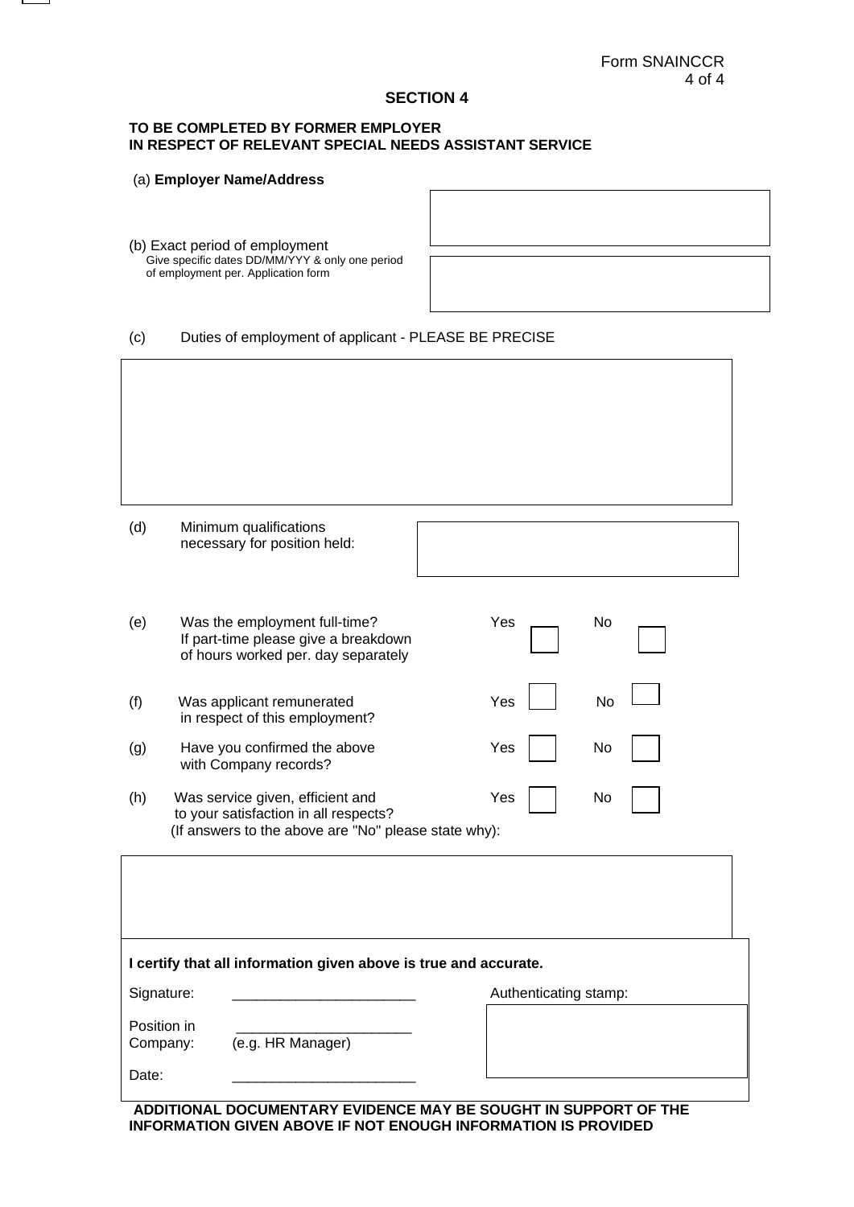Form SNAINCCR

## SECTION 4

**TO BE COMPLETED BY FORMER EMPLOYER**
**IN RESPECT OF RELEVANT SPECIAL NEEDS ASSISTANT SERVICE**

(a) **Employer Name/Address**

(b) Exact period of employment
Give specific dates DD/MM/YYY & only one period of employment per. Application form

(c) Duties of employment of applicant - PLEASE BE PRECISE

(d) Minimum qualifications necessary for position held:

(e) Was the employment full-time? If part-time please give a breakdown of hours worked per. day separately — Yes ☐ No ☐

(f) Was applicant remunerated in respect of this employment? — Yes ☐ No ☐

(g) Have you confirmed the above with Company records? — Yes ☐ No ☐

(h) Was service given, efficient and to your satisfaction in all respects? — Yes ☐ No ☐
(If answers to the above are "No" please state why):

**I certify that all information given above is true and accurate.**

Signature: _______________________

Position in Company: _______________________ (e.g. HR Manager)

Date: _______________________

Authenticating stamp:

**ADDITIONAL DOCUMENTARY EVIDENCE MAY BE SOUGHT IN SUPPORT OF THE INFORMATION GIVEN ABOVE IF NOT ENOUGH INFORMATION IS PROVIDED**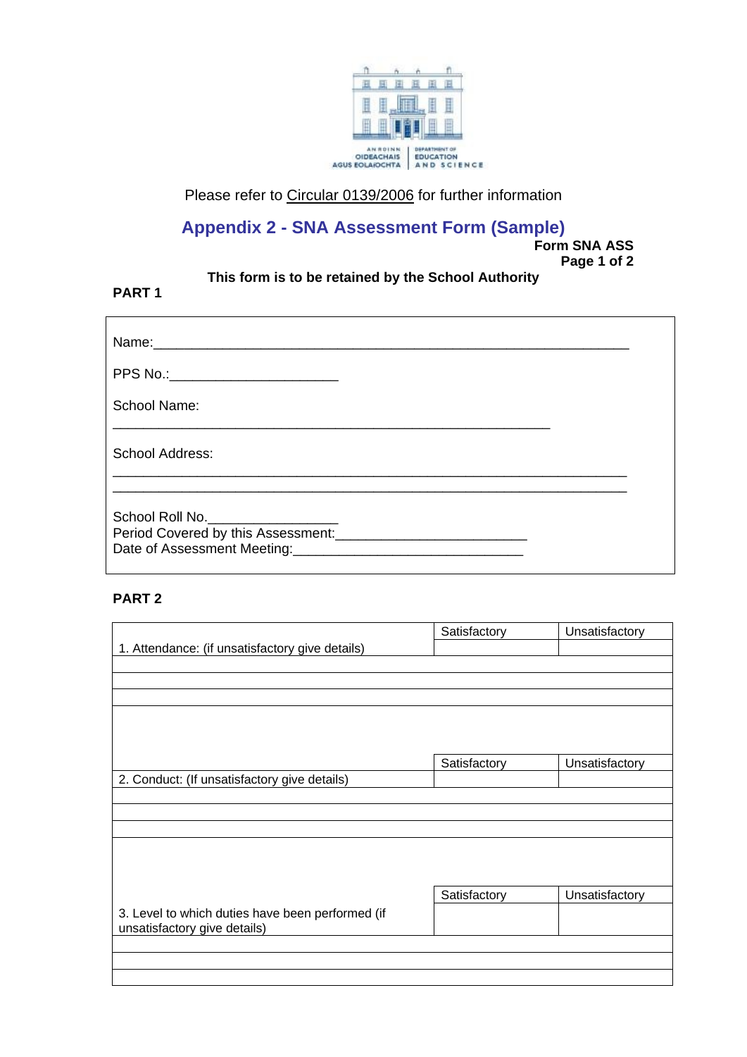AN ROINN OIDEACHAIS AGUS EOLAÍOCHTA | DEPARTMENT OF EDUCATION AND SCIENCE

Please refer to Circular 0139/2006 for further information

## Appendix 2 - SNA Assessment Form (Sample)

**Form SNA ASS**
**Page 1 of 2**

**This form is to be retained by the School Authority**

**PART 1**

Name:______________________________________________________________

PPS No.:______________________

School Name:

_________________________________________________________

School Address:

____________________________________________________________________
____________________________________________________________________

School Roll No._________________
Period Covered by this Assessment:_________________________
Date of Assessment Meeting:______________________________

**PART 2**

| | Satisfactory | Unsatisfactory |
|---|---|---|
| 1. Attendance: (if unsatisfactory give details) | | |
| | | |
| | | |
| | | |
| | | |

| | Satisfactory | Unsatisfactory |
|---|---|---|
| 2. Conduct: (If unsatisfactory give details) | | |
| | | |
| | | |
| | | |
| | | |

| | Satisfactory | Unsatisfactory |
|---|---|---|
| 3. Level to which duties have been performed (if unsatisfactory give details) | | |
| | | |
| | | |
| | | |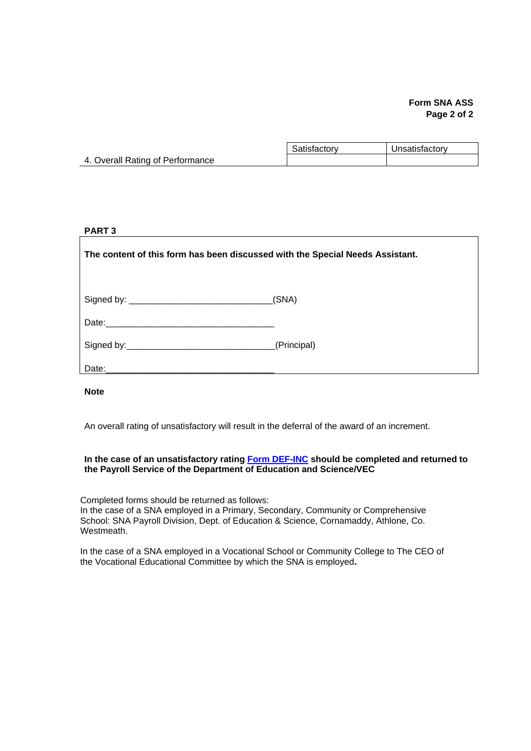**Form SNA ASS**

| | Satisfactory | Unsatisfactory |
|---|---|---|
| 4. Overall Rating of Performance | | |

**PART 3**

**The content of this form has been discussed with the Special Needs Assistant.**

Signed by: ____________________________(SNA)

Date:_________________________________

Signed by:_____________________________(Principal)

Date:_________________________________

**Note**

An overall rating of unsatisfactory will result in the deferral of the award of an increment.

**In the case of an unsatisfactory rating Form DEF-INC should be completed and returned to the Payroll Service of the Department of Education and Science/VEC**

Completed forms should be returned as follows:
In the case of a SNA employed in a Primary, Secondary, Community or Comprehensive School: SNA Payroll Division, Dept. of Education & Science, Cornamaddy, Athlone, Co. Westmeath.

In the case of a SNA employed in a Vocational School or Community College to The CEO of the Vocational Educational Committee by which the SNA is employed**.**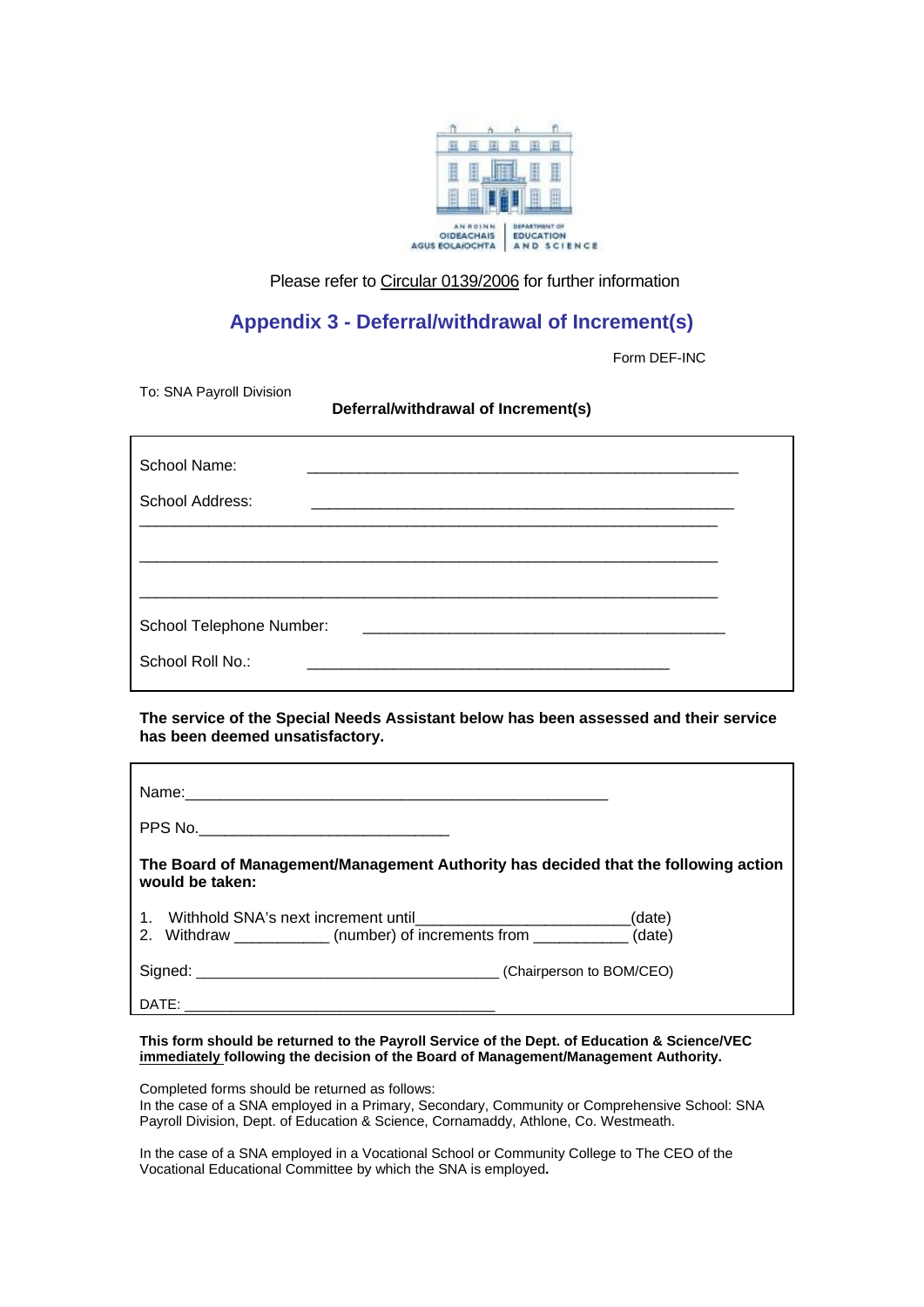AN ROINN OIDEACHAIS AGUS EOLAÍOCHTA | DEPARTMENT OF EDUCATION AND SCIENCE

Please refer to Circular 0139/2006 for further information

## Appendix 3 - Deferral/withdrawal of Increment(s)

Form DEF-INC

To: SNA Payroll Division

**Deferral/withdrawal of Increment(s)**

School Name: ______________________________________________

School Address: ______________________________________________

______________________________________________________________

______________________________________________________________

______________________________________________________________

School Telephone Number: ______________________________________

School Roll No.: ______________________________________

**The service of the Special Needs Assistant below has been assessed and their service has been deemed unsatisfactory.**

Name:______________________________________________

PPS No.____________________________

**The Board of Management/Management Authority has decided that the following action would be taken:**

1. Withhold SNA's next increment until________________________(date)
2. Withdraw ___________ (number) of increments from ___________ (date)

Signed: ___________________________________ (Chairperson to BOM/CEO)

DATE: ___________________________________

**This form should be returned to the Payroll Service of the Dept. of Education & Science/VEC immediately following the decision of the Board of Management/Management Authority.**

Completed forms should be returned as follows:
In the case of a SNA employed in a Primary, Secondary, Community or Comprehensive School: SNA Payroll Division, Dept. of Education & Science, Cornamaddy, Athlone, Co. Westmeath.

In the case of a SNA employed in a Vocational School or Community College to The CEO of the Vocational Educational Committee by which the SNA is employed**.**